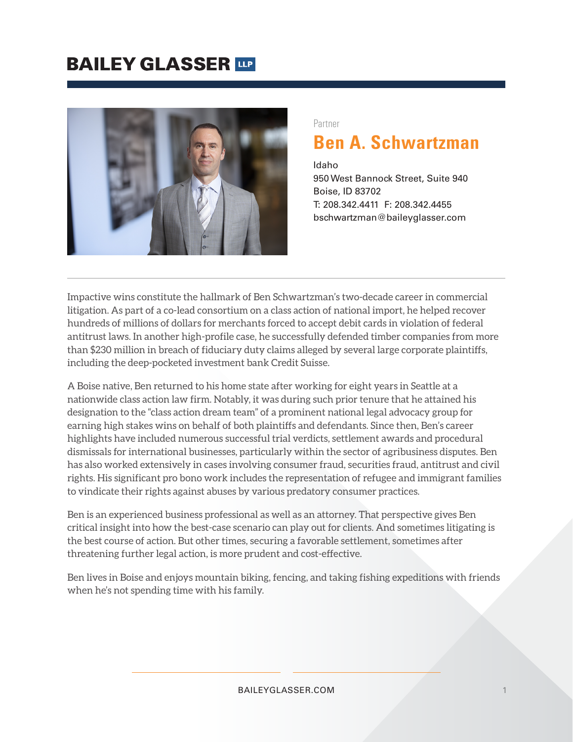# BAILEY GLASSER LLP

Partner

## Ben A. Schwartzman

Idaho
950 West Bannock Street, Suite 940
Boise, ID 83702
T: 208.342.4411 F: 208.342.4455
bschwartzman@baileyglasser.com

---

Impactive wins constitute the hallmark of Ben Schwartzman's two-decade career in commercial litigation. As part of a co-lead consortium on a class action of national import, he helped recover hundreds of millions of dollars for merchants forced to accept debit cards in violation of federal antitrust laws. In another high-profile case, he successfully defended timber companies from more than $230 million in breach of fiduciary duty claims alleged by several large corporate plaintiffs, including the deep-pocketed investment bank Credit Suisse.

A Boise native, Ben returned to his home state after working for eight years in Seattle at a nationwide class action law firm. Notably, it was during such prior tenure that he attained his designation to the "class action dream team" of a prominent national legal advocacy group for earning high stakes wins on behalf of both plaintiffs and defendants. Since then, Ben's career highlights have included numerous successful trial verdicts, settlement awards and procedural dismissals for international businesses, particularly within the sector of agribusiness disputes. Ben has also worked extensively in cases involving consumer fraud, securities fraud, antitrust and civil rights. His significant pro bono work includes the representation of refugee and immigrant families to vindicate their rights against abuses by various predatory consumer practices.

Ben is an experienced business professional as well as an attorney. That perspective gives Ben critical insight into how the best-case scenario can play out for clients. And sometimes litigating is the best course of action. But other times, securing a favorable settlement, sometimes after threatening further legal action, is more prudent and cost-effective.

Ben lives in Boise and enjoys mountain biking, fencing, and taking fishing expeditions with friends when he's not spending time with his family.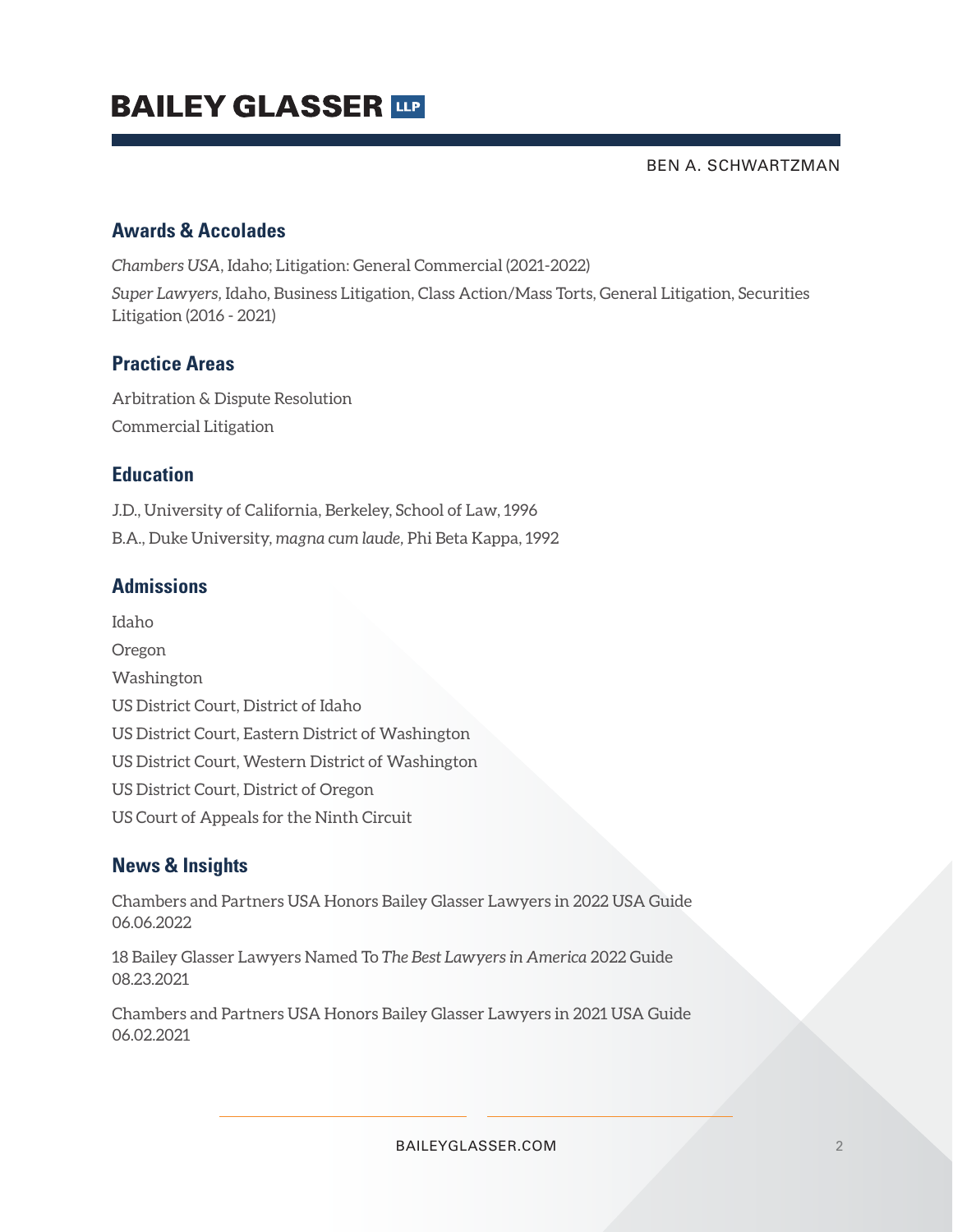## Awards & Accolades

*Chambers USA*, Idaho; Litigation: General Commercial (2021-2022)

*Super Lawyers*, Idaho, Business Litigation, Class Action/Mass Torts, General Litigation, Securities Litigation (2016 - 2021)

## Practice Areas

Arbitration & Dispute Resolution

Commercial Litigation

## Education

J.D., University of California, Berkeley, School of Law, 1996

B.A., Duke University, *magna cum laude*, Phi Beta Kappa, 1992

## Admissions

Idaho

Oregon

Washington

US District Court, District of Idaho

US District Court, Eastern District of Washington

US District Court, Western District of Washington

US District Court, District of Oregon

US Court of Appeals for the Ninth Circuit

## News & Insights

Chambers and Partners USA Honors Bailey Glasser Lawyers in 2022 USA Guide
06.06.2022

18 Bailey Glasser Lawyers Named To *The Best Lawyers in America* 2022 Guide
08.23.2021

Chambers and Partners USA Honors Bailey Glasser Lawyers in 2021 USA Guide
06.02.2021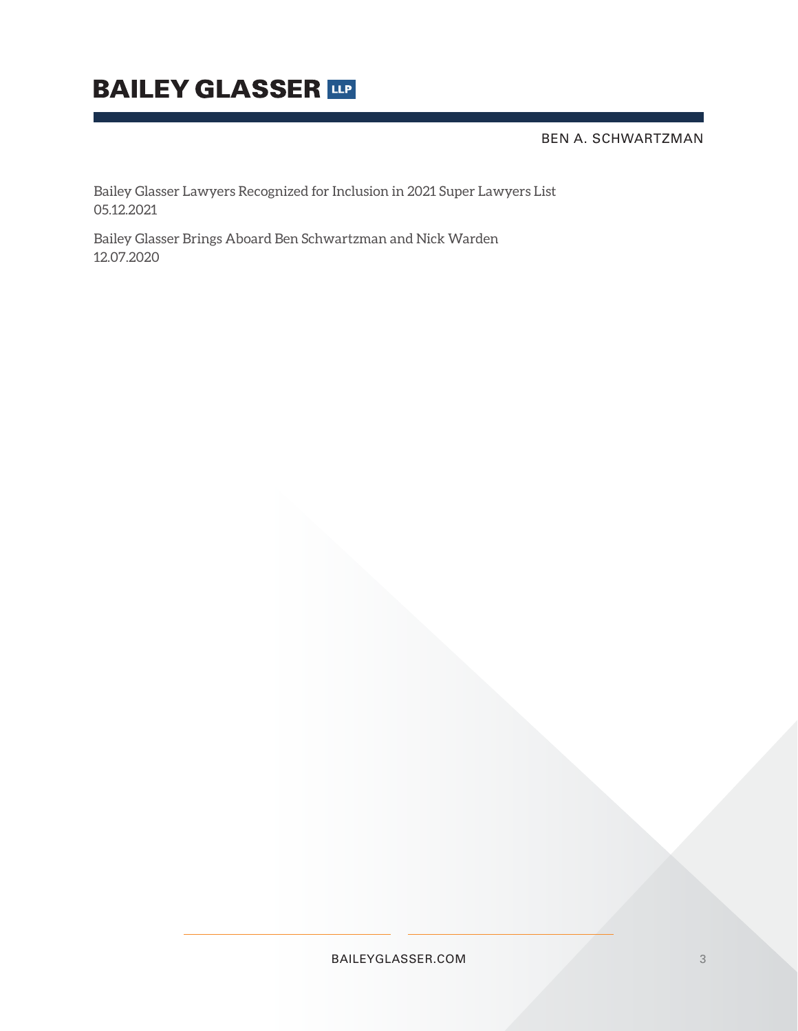Bailey Glasser Lawyers Recognized for Inclusion in 2021 Super Lawyers List
05.12.2021

Bailey Glasser Brings Aboard Ben Schwartzman and Nick Warden
12.07.2020